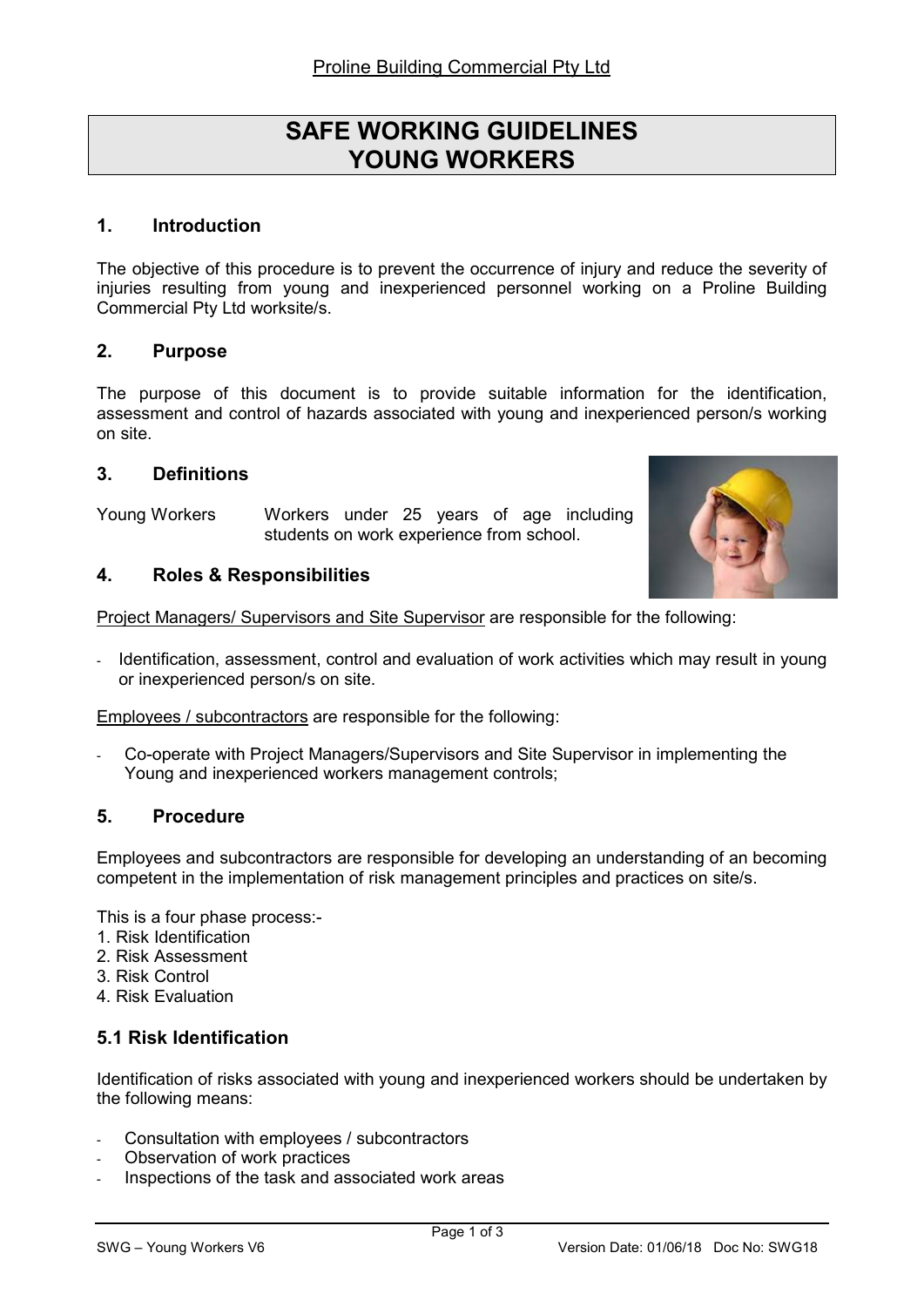Proline Building Commercial Pty Ltd

# SAFE WORKING GUIDELINES YOUNG WORKERS

## 1. Introduction

The objective of this procedure is to prevent the occurrence of injury and reduce the severity of injuries resulting from young and inexperienced personnel working on a Proline Building Commercial Pty Ltd worksite/s.

## 2. Purpose

The purpose of this document is to provide suitable information for the identification, assessment and control of hazards associated with young and inexperienced person/s working on site.

## 3. Definitions

Young Workers — Workers under 25 years of age including students on work experience from school.

## 4. Roles & Responsibilities

Project Managers/ Supervisors and Site Supervisor are responsible for the following:

- Identification, assessment, control and evaluation of work activities which may result in young or inexperienced person/s on site.

Employees / subcontractors are responsible for the following:

- Co-operate with Project Managers/Supervisors and Site Supervisor in implementing the Young and inexperienced workers management controls;

## 5. Procedure

Employees and subcontractors are responsible for developing an understanding of an becoming competent in the implementation of risk management principles and practices on site/s.

This is a four phase process:-

1. Risk Identification
2. Risk Assessment
3. Risk Control
4. Risk Evaluation

### 5.1 Risk Identification

Identification of risks associated with young and inexperienced workers should be undertaken by the following means:

- Consultation with employees / subcontractors
- Observation of work practices
- Inspections of the task and associated work areas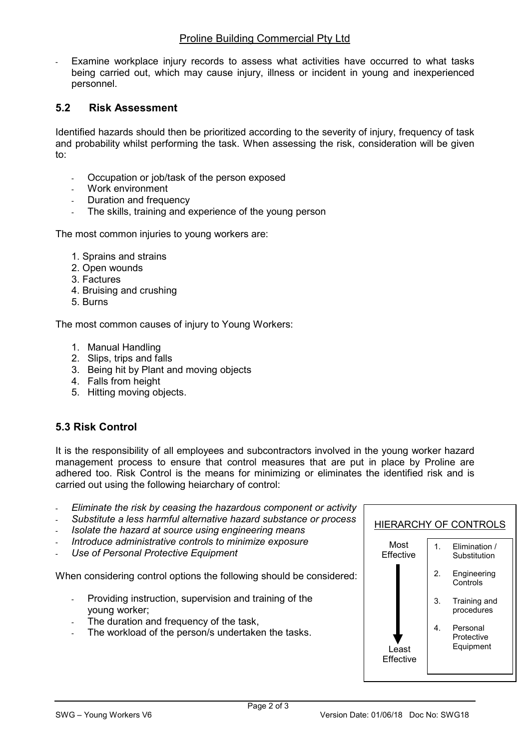- Examine workplace injury records to assess what activities have occurred to what tasks being carried out, which may cause injury, illness or incident in young and inexperienced personnel.

## 5.2 Risk Assessment

Identified hazards should then be prioritized according to the severity of injury, frequency of task and probability whilst performing the task. When assessing the risk, consideration will be given to:

- Occupation or job/task of the person exposed
- Work environment
- Duration and frequency
- The skills, training and experience of the young person

The most common injuries to young workers are:

1. Sprains and strains
2. Open wounds
3. Factures
4. Bruising and crushing
5. Burns

The most common causes of injury to Young Workers:

1. Manual Handling
2. Slips, trips and falls
3. Being hit by Plant and moving objects
4. Falls from height
5. Hitting moving objects.

## 5.3 Risk Control

It is the responsibility of all employees and subcontractors involved in the young worker hazard management process to ensure that control measures that are put in place by Proline are adhered too. Risk Control is the means for minimizing or eliminates the identified risk and is carried out using the following heiarchary of control:

- *Eliminate the risk by ceasing the hazardous component or activity*
- *Substitute a less harmful alternative hazard substance or process*
- *Isolate the hazard at source using engineering means*
- *Introduce administrative controls to minimize exposure*
- *Use of Personal Protective Equipment*

When considering control options the following should be considered:

- Providing instruction, supervision and training of the young worker;
- The duration and frequency of the task,
- The workload of the person/s undertaken the tasks.

**HIERARCHY OF CONTROLS**

Most Effective

1. Elimination / Substitution
2. Engineering Controls
3. Training and procedures
4. Personal Protective Equipment

Least Effective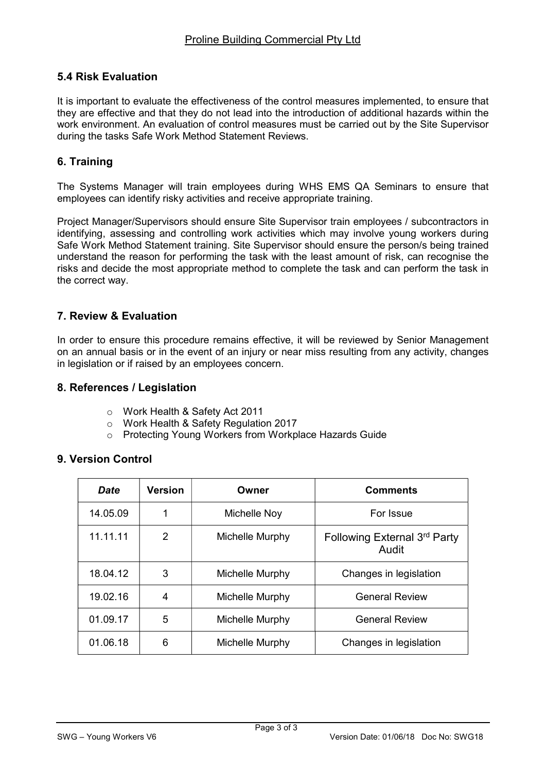## 5.4 Risk Evaluation

It is important to evaluate the effectiveness of the control measures implemented, to ensure that they are effective and that they do not lead into the introduction of additional hazards within the work environment. An evaluation of control measures must be carried out by the Site Supervisor during the tasks Safe Work Method Statement Reviews.

## 6. Training

The Systems Manager will train employees during WHS EMS QA Seminars to ensure that employees can identify risky activities and receive appropriate training.

Project Manager/Supervisors should ensure Site Supervisor train employees / subcontractors in identifying, assessing and controlling work activities which may involve young workers during Safe Work Method Statement training. Site Supervisor should ensure the person/s being trained understand the reason for performing the task with the least amount of risk, can recognise the risks and decide the most appropriate method to complete the task and can perform the task in the correct way.

## 7. Review & Evaluation

In order to ensure this procedure remains effective, it will be reviewed by Senior Management on an annual basis or in the event of an injury or near miss resulting from any activity, changes in legislation or if raised by an employees concern.

## 8. References / Legislation

- Work Health & Safety Act 2011
- Work Health & Safety Regulation 2017
- Protecting Young Workers from Workplace Hazards Guide

## 9. Version Control

| *Date* | Version | Owner | Comments |
|---|---|---|---|
| 14.05.09 | 1 | Michelle Noy | For Issue |
| 11.11.11 | 2 | Michelle Murphy | Following External 3rd Party Audit |
| 18.04.12 | 3 | Michelle Murphy | Changes in legislation |
| 19.02.16 | 4 | Michelle Murphy | General Review |
| 01.09.17 | 5 | Michelle Murphy | General Review |
| 01.06.18 | 6 | Michelle Murphy | Changes in legislation |